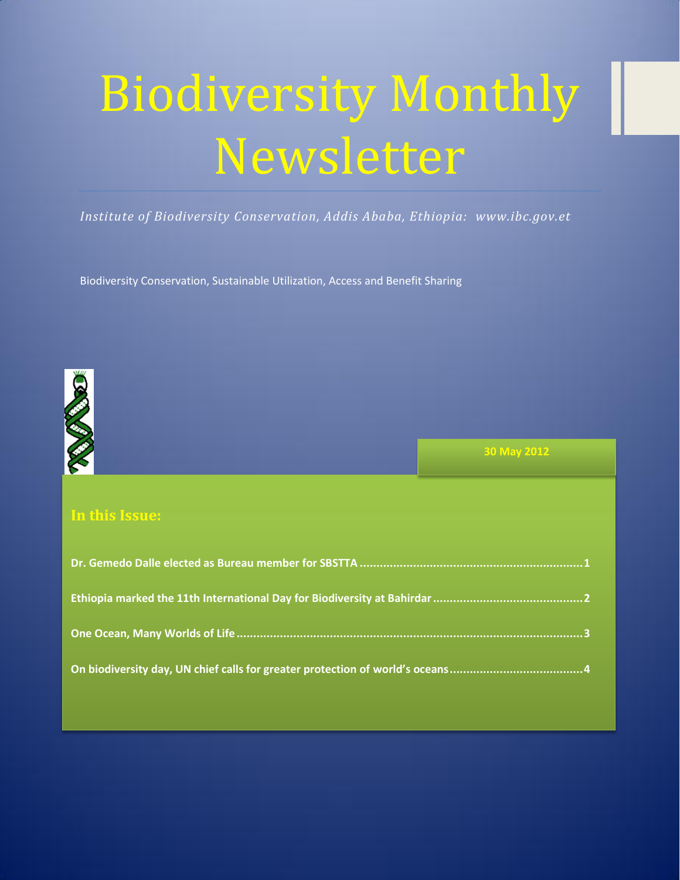# Biodiversity Monthly Newsletter

*Institute of Biodiversity Conservation, Addis Ababa, Ethiopia: www.ibc.gov.et*

Biodiversity Conservation, Sustainable Utilization, Access and Benefit Sharing

**30 May 2012**

## In this Issue:

**Dr. Gemedo Dalle elected as Bureau member for SBSTTA ........................................ 1**

**Ethiopia marked the 11th International Day for Biodiversity at Bahirdar ........................................ 2**

**One Ocean, Many Worlds of Life ........................................ 3**

**On biodiversity day, UN chief calls for greater protection of world's oceans ........................................ 4**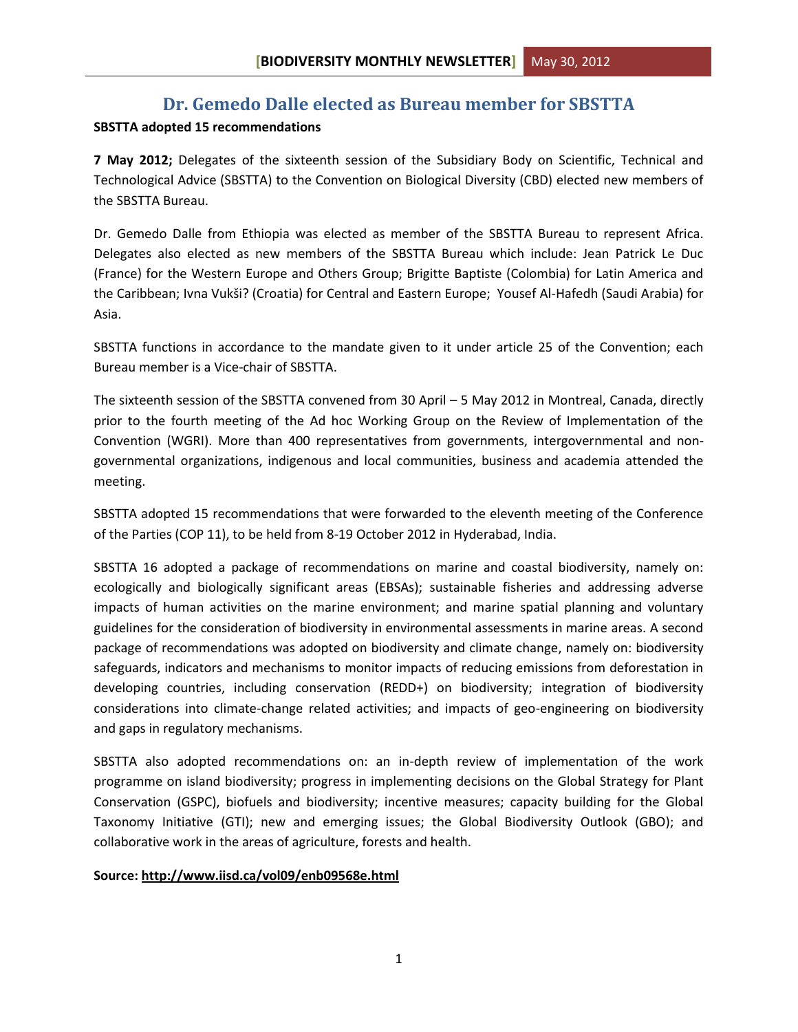# Dr. Gemedo Dalle elected as Bureau member for SBSTTA

**SBSTTA adopted 15 recommendations**

**7 May 2012;** Delegates of the sixteenth session of the Subsidiary Body on Scientific, Technical and Technological Advice (SBSTTA) to the Convention on Biological Diversity (CBD) elected new members of the SBSTTA Bureau.

Dr. Gemedo Dalle from Ethiopia was elected as member of the SBSTTA Bureau to represent Africa. Delegates also elected as new members of the SBSTTA Bureau which include: Jean Patrick Le Duc (France) for the Western Europe and Others Group; Brigitte Baptiste (Colombia) for Latin America and the Caribbean; Ivna Vukši? (Croatia) for Central and Eastern Europe; Yousef Al-Hafedh (Saudi Arabia) for Asia.

SBSTTA functions in accordance to the mandate given to it under article 25 of the Convention; each Bureau member is a Vice-chair of SBSTTA.

The sixteenth session of the SBSTTA convened from 30 April – 5 May 2012 in Montreal, Canada, directly prior to the fourth meeting of the Ad hoc Working Group on the Review of Implementation of the Convention (WGRI). More than 400 representatives from governments, intergovernmental and non-governmental organizations, indigenous and local communities, business and academia attended the meeting.

SBSTTA adopted 15 recommendations that were forwarded to the eleventh meeting of the Conference of the Parties (COP 11), to be held from 8-19 October 2012 in Hyderabad, India.

SBSTTA 16 adopted a package of recommendations on marine and coastal biodiversity, namely on: ecologically and biologically significant areas (EBSAs); sustainable fisheries and addressing adverse impacts of human activities on the marine environment; and marine spatial planning and voluntary guidelines for the consideration of biodiversity in environmental assessments in marine areas. A second package of recommendations was adopted on biodiversity and climate change, namely on: biodiversity safeguards, indicators and mechanisms to monitor impacts of reducing emissions from deforestation in developing countries, including conservation (REDD+) on biodiversity; integration of biodiversity considerations into climate-change related activities; and impacts of geo-engineering on biodiversity and gaps in regulatory mechanisms.

SBSTTA also adopted recommendations on: an in-depth review of implementation of the work programme on island biodiversity; progress in implementing decisions on the Global Strategy for Plant Conservation (GSPC), biofuels and biodiversity; incentive measures; capacity building for the Global Taxonomy Initiative (GTI); new and emerging issues; the Global Biodiversity Outlook (GBO); and collaborative work in the areas of agriculture, forests and health.

**Source: http://www.iisd.ca/vol09/enb09568e.html**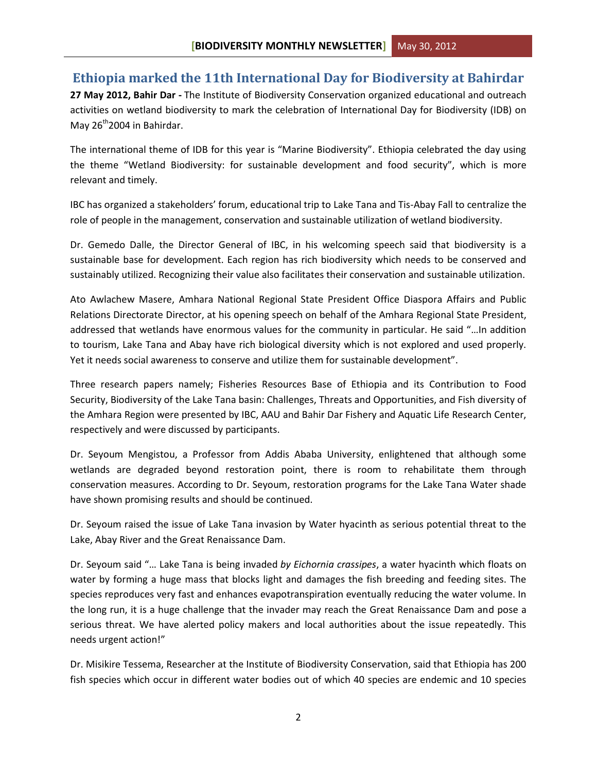## Ethiopia marked the 11th International Day for Biodiversity at Bahirdar

**27 May 2012, Bahir Dar -** The Institute of Biodiversity Conservation organized educational and outreach activities on wetland biodiversity to mark the celebration of International Day for Biodiversity (IDB) on May 26th 2004 in Bahirdar.

The international theme of IDB for this year is "Marine Biodiversity". Ethiopia celebrated the day using the theme "Wetland Biodiversity: for sustainable development and food security", which is more relevant and timely.

IBC has organized a stakeholders' forum, educational trip to Lake Tana and Tis-Abay Fall to centralize the role of people in the management, conservation and sustainable utilization of wetland biodiversity.

Dr. Gemedo Dalle, the Director General of IBC, in his welcoming speech said that biodiversity is a sustainable base for development. Each region has rich biodiversity which needs to be conserved and sustainably utilized. Recognizing their value also facilitates their conservation and sustainable utilization.

Ato Awlachew Masere, Amhara National Regional State President Office Diaspora Affairs and Public Relations Directorate Director, at his opening speech on behalf of the Amhara Regional State President, addressed that wetlands have enormous values for the community in particular. He said "…In addition to tourism, Lake Tana and Abay have rich biological diversity which is not explored and used properly. Yet it needs social awareness to conserve and utilize them for sustainable development".

Three research papers namely; Fisheries Resources Base of Ethiopia and its Contribution to Food Security, Biodiversity of the Lake Tana basin: Challenges, Threats and Opportunities, and Fish diversity of the Amhara Region were presented by IBC, AAU and Bahir Dar Fishery and Aquatic Life Research Center, respectively and were discussed by participants.

Dr. Seyoum Mengistou, a Professor from Addis Ababa University, enlightened that although some wetlands are degraded beyond restoration point, there is room to rehabilitate them through conservation measures. According to Dr. Seyoum, restoration programs for the Lake Tana Water shade have shown promising results and should be continued.

Dr. Seyoum raised the issue of Lake Tana invasion by Water hyacinth as serious potential threat to the Lake, Abay River and the Great Renaissance Dam.

Dr. Seyoum said "… Lake Tana is being invaded *by Eichornia crassipes*, a water hyacinth which floats on water by forming a huge mass that blocks light and damages the fish breeding and feeding sites. The species reproduces very fast and enhances evapotranspiration eventually reducing the water volume. In the long run, it is a huge challenge that the invader may reach the Great Renaissance Dam and pose a serious threat. We have alerted policy makers and local authorities about the issue repeatedly. This needs urgent action!"

Dr. Misikire Tessema, Researcher at the Institute of Biodiversity Conservation, said that Ethiopia has 200 fish species which occur in different water bodies out of which 40 species are endemic and 10 species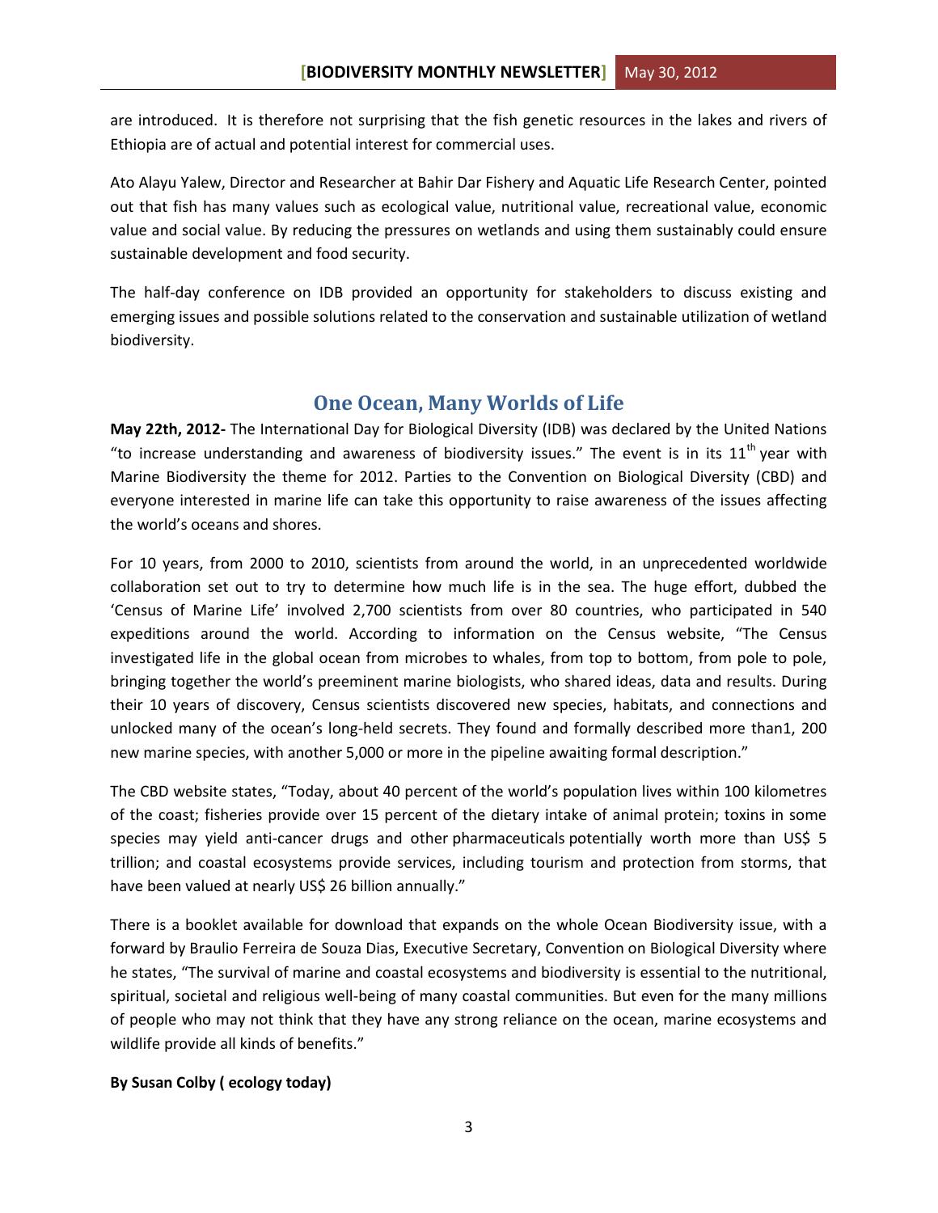are introduced. It is therefore not surprising that the fish genetic resources in the lakes and rivers of Ethiopia are of actual and potential interest for commercial uses.

Ato Alayu Yalew, Director and Researcher at Bahir Dar Fishery and Aquatic Life Research Center, pointed out that fish has many values such as ecological value, nutritional value, recreational value, economic value and social value. By reducing the pressures on wetlands and using them sustainably could ensure sustainable development and food security.

The half-day conference on IDB provided an opportunity for stakeholders to discuss existing and emerging issues and possible solutions related to the conservation and sustainable utilization of wetland biodiversity.

## One Ocean, Many Worlds of Life

**May 22th, 2012-** The International Day for Biological Diversity (IDB) was declared by the United Nations "to increase understanding and awareness of biodiversity issues." The event is in its 11th year with Marine Biodiversity the theme for 2012. Parties to the Convention on Biological Diversity (CBD) and everyone interested in marine life can take this opportunity to raise awareness of the issues affecting the world's oceans and shores.

For 10 years, from 2000 to 2010, scientists from around the world, in an unprecedented worldwide collaboration set out to try to determine how much life is in the sea. The huge effort, dubbed the 'Census of Marine Life' involved 2,700 scientists from over 80 countries, who participated in 540 expeditions around the world. According to information on the Census website, "The Census investigated life in the global ocean from microbes to whales, from top to bottom, from pole to pole, bringing together the world's preeminent marine biologists, who shared ideas, data and results. During their 10 years of discovery, Census scientists discovered new species, habitats, and connections and unlocked many of the ocean's long-held secrets. They found and formally described more than1, 200 new marine species, with another 5,000 or more in the pipeline awaiting formal description."

The CBD website states, "Today, about 40 percent of the world's population lives within 100 kilometres of the coast; fisheries provide over 15 percent of the dietary intake of animal protein; toxins in some species may yield anti-cancer drugs and other pharmaceuticals potentially worth more than US$ 5 trillion; and coastal ecosystems provide services, including tourism and protection from storms, that have been valued at nearly US$ 26 billion annually."

There is a booklet available for download that expands on the whole Ocean Biodiversity issue, with a forward by Braulio Ferreira de Souza Dias, Executive Secretary, Convention on Biological Diversity where he states, "The survival of marine and coastal ecosystems and biodiversity is essential to the nutritional, spiritual, societal and religious well-being of many coastal communities. But even for the many millions of people who may not think that they have any strong reliance on the ocean, marine ecosystems and wildlife provide all kinds of benefits."

**By Susan Colby ( ecology today)**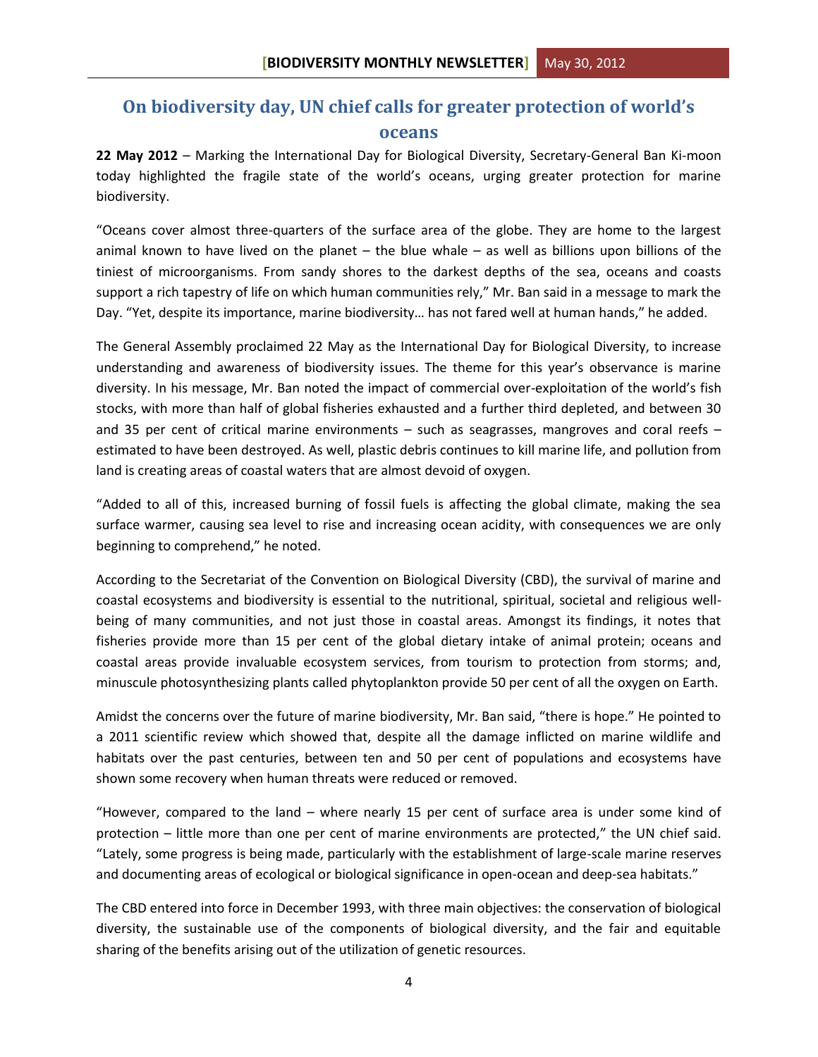## On biodiversity day, UN chief calls for greater protection of world's oceans

**22 May 2012** – Marking the International Day for Biological Diversity, Secretary-General Ban Ki-moon today highlighted the fragile state of the world's oceans, urging greater protection for marine biodiversity.

"Oceans cover almost three-quarters of the surface area of the globe. They are home to the largest animal known to have lived on the planet – the blue whale – as well as billions upon billions of the tiniest of microorganisms. From sandy shores to the darkest depths of the sea, oceans and coasts support a rich tapestry of life on which human communities rely," Mr. Ban said in a message to mark the Day. "Yet, despite its importance, marine biodiversity… has not fared well at human hands," he added.

The General Assembly proclaimed 22 May as the International Day for Biological Diversity, to increase understanding and awareness of biodiversity issues. The theme for this year's observance is marine diversity. In his message, Mr. Ban noted the impact of commercial over-exploitation of the world's fish stocks, with more than half of global fisheries exhausted and a further third depleted, and between 30 and 35 per cent of critical marine environments – such as seagrasses, mangroves and coral reefs – estimated to have been destroyed. As well, plastic debris continues to kill marine life, and pollution from land is creating areas of coastal waters that are almost devoid of oxygen.

"Added to all of this, increased burning of fossil fuels is affecting the global climate, making the sea surface warmer, causing sea level to rise and increasing ocean acidity, with consequences we are only beginning to comprehend," he noted.

According to the Secretariat of the Convention on Biological Diversity (CBD), the survival of marine and coastal ecosystems and biodiversity is essential to the nutritional, spiritual, societal and religious well-being of many communities, and not just those in coastal areas. Amongst its findings, it notes that fisheries provide more than 15 per cent of the global dietary intake of animal protein; oceans and coastal areas provide invaluable ecosystem services, from tourism to protection from storms; and, minuscule photosynthesizing plants called phytoplankton provide 50 per cent of all the oxygen on Earth.

Amidst the concerns over the future of marine biodiversity, Mr. Ban said, "there is hope." He pointed to a 2011 scientific review which showed that, despite all the damage inflicted on marine wildlife and habitats over the past centuries, between ten and 50 per cent of populations and ecosystems have shown some recovery when human threats were reduced or removed.

"However, compared to the land – where nearly 15 per cent of surface area is under some kind of protection – little more than one per cent of marine environments are protected," the UN chief said. "Lately, some progress is being made, particularly with the establishment of large-scale marine reserves and documenting areas of ecological or biological significance in open-ocean and deep-sea habitats."

The CBD entered into force in December 1993, with three main objectives: the conservation of biological diversity, the sustainable use of the components of biological diversity, and the fair and equitable sharing of the benefits arising out of the utilization of genetic resources.